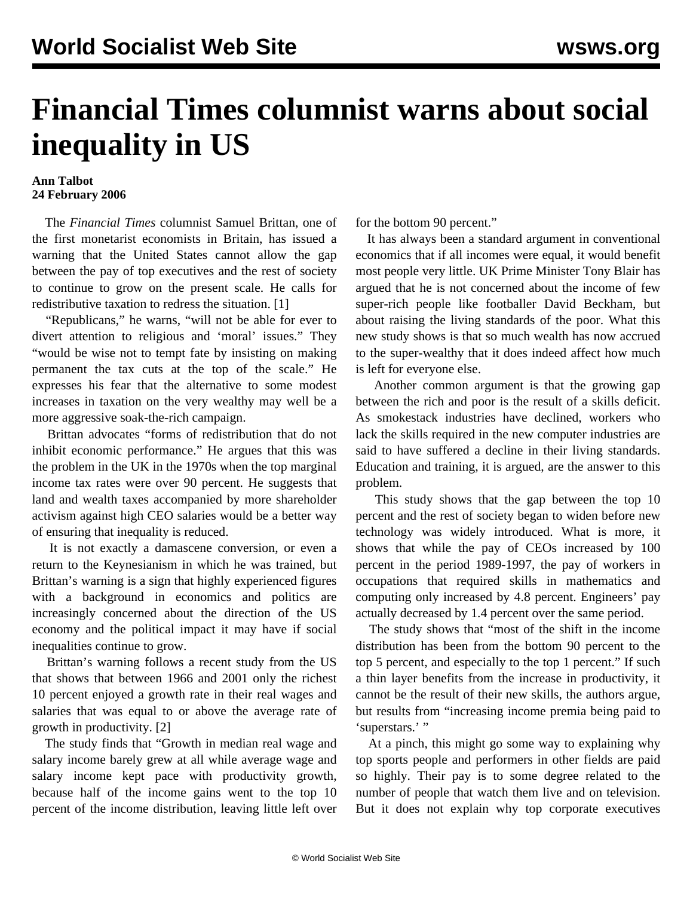# Financial Times columnist warns about social inequality in US

**Ann Talbot**
**24 February 2006**

The *Financial Times* columnist Samuel Brittan, one of the first monetarist economists in Britain, has issued a warning that the United States cannot allow the gap between the pay of top executives and the rest of society to continue to grow on the present scale. He calls for redistributive taxation to redress the situation. [1]

"Republicans," he warns, "will not be able for ever to divert attention to religious and 'moral' issues." They "would be wise not to tempt fate by insisting on making permanent the tax cuts at the top of the scale." He expresses his fear that the alternative to some modest increases in taxation on the very wealthy may well be a more aggressive soak-the-rich campaign.

Brittan advocates "forms of redistribution that do not inhibit economic performance." He argues that this was the problem in the UK in the 1970s when the top marginal income tax rates were over 90 percent. He suggests that land and wealth taxes accompanied by more shareholder activism against high CEO salaries would be a better way of ensuring that inequality is reduced.

It is not exactly a damascene conversion, or even a return to the Keynesianism in which he was trained, but Brittan's warning is a sign that highly experienced figures with a background in economics and politics are increasingly concerned about the direction of the US economy and the political impact it may have if social inequalities continue to grow.

Brittan's warning follows a recent study from the US that shows that between 1966 and 2001 only the richest 10 percent enjoyed a growth rate in their real wages and salaries that was equal to or above the average rate of growth in productivity. [2]

The study finds that "Growth in median real wage and salary income barely grew at all while average wage and salary income kept pace with productivity growth, because half of the income gains went to the top 10 percent of the income distribution, leaving little left over for the bottom 90 percent."

It has always been a standard argument in conventional economics that if all incomes were equal, it would benefit most people very little. UK Prime Minister Tony Blair has argued that he is not concerned about the income of few super-rich people like footballer David Beckham, but about raising the living standards of the poor. What this new study shows is that so much wealth has now accrued to the super-wealthy that it does indeed affect how much is left for everyone else.

Another common argument is that the growing gap between the rich and poor is the result of a skills deficit. As smokestack industries have declined, workers who lack the skills required in the new computer industries are said to have suffered a decline in their living standards. Education and training, it is argued, are the answer to this problem.

This study shows that the gap between the top 10 percent and the rest of society began to widen before new technology was widely introduced. What is more, it shows that while the pay of CEOs increased by 100 percent in the period 1989-1997, the pay of workers in occupations that required skills in mathematics and computing only increased by 4.8 percent. Engineers' pay actually decreased by 1.4 percent over the same period.

The study shows that "most of the shift in the income distribution has been from the bottom 90 percent to the top 5 percent, and especially to the top 1 percent." If such a thin layer benefits from the increase in productivity, it cannot be the result of their new skills, the authors argue, but results from "increasing income premia being paid to 'superstars.' "

At a pinch, this might go some way to explaining why top sports people and performers in other fields are paid so highly. Their pay is to some degree related to the number of people that watch them live and on television. But it does not explain why top corporate executives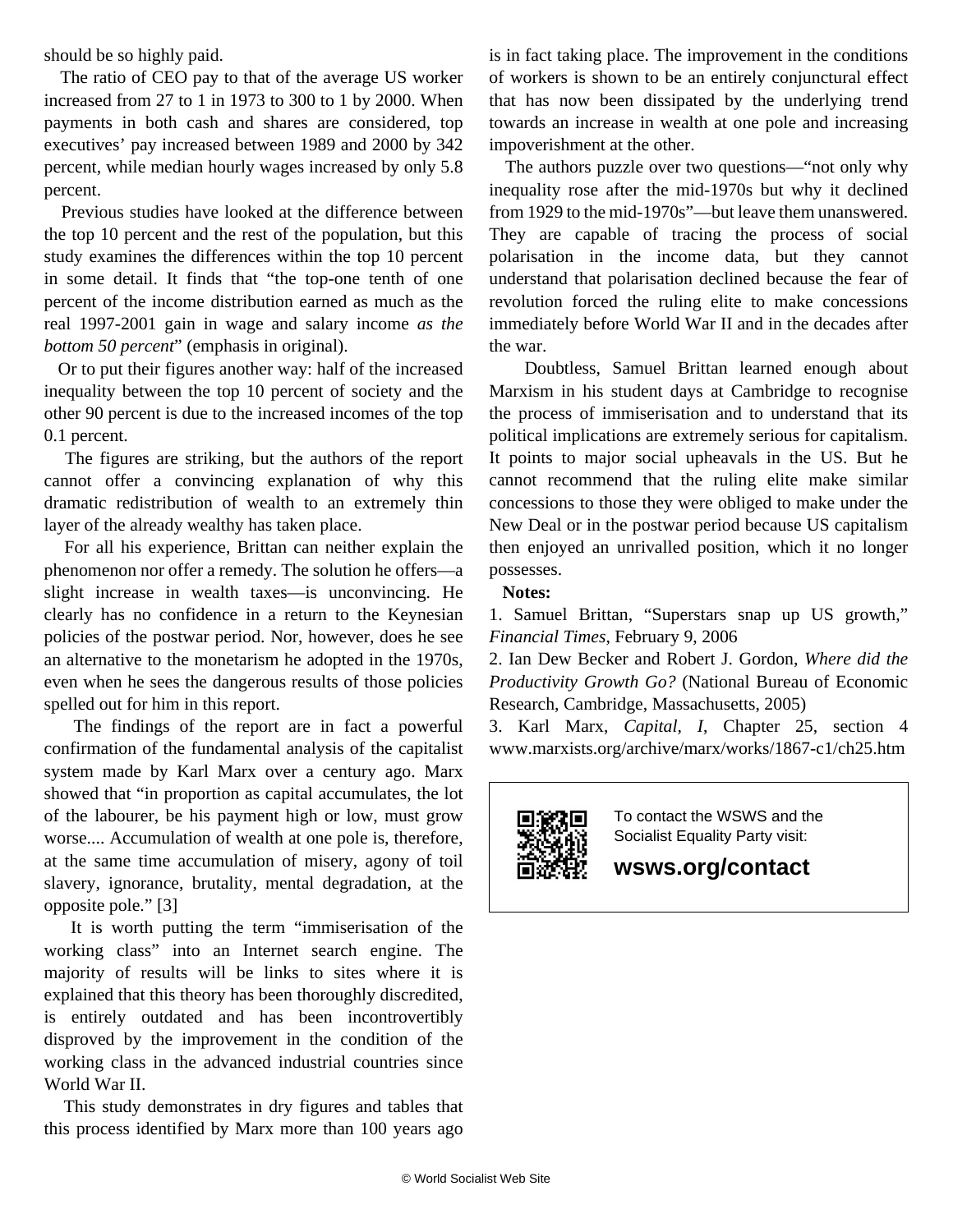should be so highly paid.

The ratio of CEO pay to that of the average US worker increased from 27 to 1 in 1973 to 300 to 1 by 2000. When payments in both cash and shares are considered, top executives' pay increased between 1989 and 2000 by 342 percent, while median hourly wages increased by only 5.8 percent.

Previous studies have looked at the difference between the top 10 percent and the rest of the population, but this study examines the differences within the top 10 percent in some detail. It finds that "the top-one tenth of one percent of the income distribution earned as much as the real 1997-2001 gain in wage and salary income *as the bottom 50 percent*" (emphasis in original).

Or to put their figures another way: half of the increased inequality between the top 10 percent of society and the other 90 percent is due to the increased incomes of the top 0.1 percent.

The figures are striking, but the authors of the report cannot offer a convincing explanation of why this dramatic redistribution of wealth to an extremely thin layer of the already wealthy has taken place.

For all his experience, Brittan can neither explain the phenomenon nor offer a remedy. The solution he offers—a slight increase in wealth taxes—is unconvincing. He clearly has no confidence in a return to the Keynesian policies of the postwar period. Nor, however, does he see an alternative to the monetarism he adopted in the 1970s, even when he sees the dangerous results of those policies spelled out for him in this report.

The findings of the report are in fact a powerful confirmation of the fundamental analysis of the capitalist system made by Karl Marx over a century ago. Marx showed that "in proportion as capital accumulates, the lot of the labourer, be his payment high or low, must grow worse.... Accumulation of wealth at one pole is, therefore, at the same time accumulation of misery, agony of toil slavery, ignorance, brutality, mental degradation, at the opposite pole." [3]

It is worth putting the term "immiserisation of the working class" into an Internet search engine. The majority of results will be links to sites where it is explained that this theory has been thoroughly discredited, is entirely outdated and has been incontrovertibly disproved by the improvement in the condition of the working class in the advanced industrial countries since World War II.

This study demonstrates in dry figures and tables that this process identified by Marx more than 100 years ago is in fact taking place. The improvement in the conditions of workers is shown to be an entirely conjunctural effect that has now been dissipated by the underlying trend towards an increase in wealth at one pole and increasing impoverishment at the other.

The authors puzzle over two questions—"not only why inequality rose after the mid-1970s but why it declined from 1929 to the mid-1970s"—but leave them unanswered. They are capable of tracing the process of social polarisation in the income data, but they cannot understand that polarisation declined because the fear of revolution forced the ruling elite to make concessions immediately before World War II and in the decades after the war.

Doubtless, Samuel Brittan learned enough about Marxism in his student days at Cambridge to recognise the process of immiserisation and to understand that its political implications are extremely serious for capitalism. It points to major social upheavals in the US. But he cannot recommend that the ruling elite make similar concessions to those they were obliged to make under the New Deal or in the postwar period because US capitalism then enjoyed an unrivalled position, which it no longer possesses.

**Notes:**

1. Samuel Brittan, "Superstars snap up US growth," *Financial Times*, February 9, 2006
2. Ian Dew Becker and Robert J. Gordon, *Where did the Productivity Growth Go?* (National Bureau of Economic Research, Cambridge, Massachusetts, 2005)
3. Karl Marx, *Capital*, *I*, Chapter 25, section 4 www.marxists.org/archive/marx/works/1867-c1/ch25.htm

To contact the WSWS and the Socialist Equality Party visit:

**wsws.org/contact**